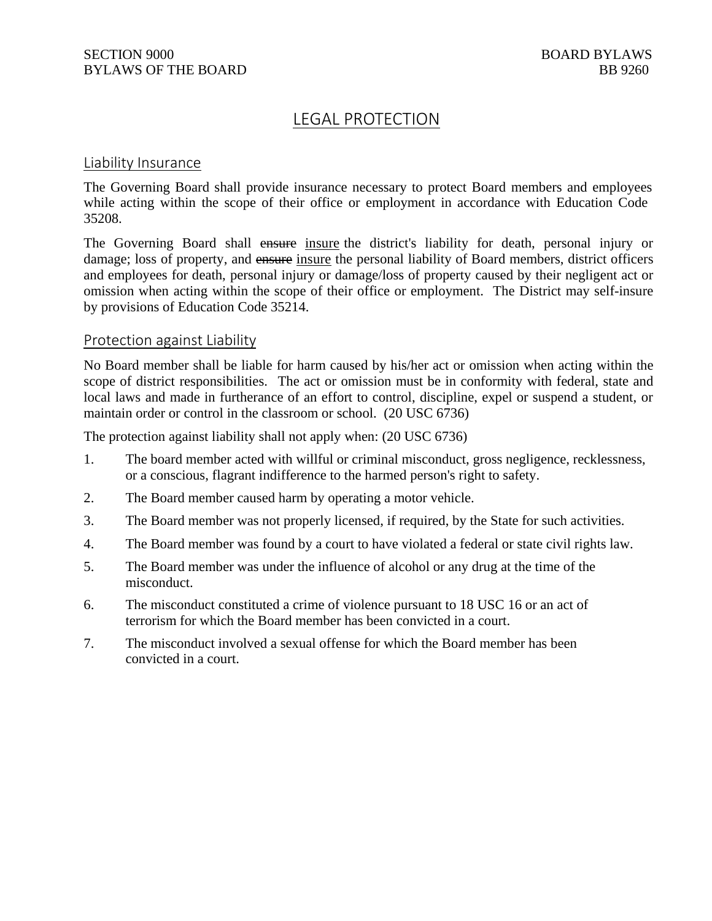SECTION 9000 BOARD BYLAWS
BYLAWS OF THE BOARD BB 9260

# LEGAL PROTECTION

## Liability Insurance

The Governing Board shall provide insurance necessary to protect Board members and employees while acting within the scope of their office or employment in accordance with Education Code 35208.

The Governing Board shall ~~ensure~~ insure the district's liability for death, personal injury or damage; loss of property, and ~~ensure~~ insure the personal liability of Board members, district officers and employees for death, personal injury or damage/loss of property caused by their negligent act or omission when acting within the scope of their office or employment. The District may self-insure by provisions of Education Code 35214.

## Protection against Liability

No Board member shall be liable for harm caused by his/her act or omission when acting within the scope of district responsibilities. The act or omission must be in conformity with federal, state and local laws and made in furtherance of an effort to control, discipline, expel or suspend a student, or maintain order or control in the classroom or school. (20 USC 6736)

The protection against liability shall not apply when: (20 USC 6736)

1. The board member acted with willful or criminal misconduct, gross negligence, recklessness, or a conscious, flagrant indifference to the harmed person's right to safety.
2. The Board member caused harm by operating a motor vehicle.
3. The Board member was not properly licensed, if required, by the State for such activities.
4. The Board member was found by a court to have violated a federal or state civil rights law.
5. The Board member was under the influence of alcohol or any drug at the time of the misconduct.
6. The misconduct constituted a crime of violence pursuant to 18 USC 16 or an act of terrorism for which the Board member has been convicted in a court.
7. The misconduct involved a sexual offense for which the Board member has been convicted in a court.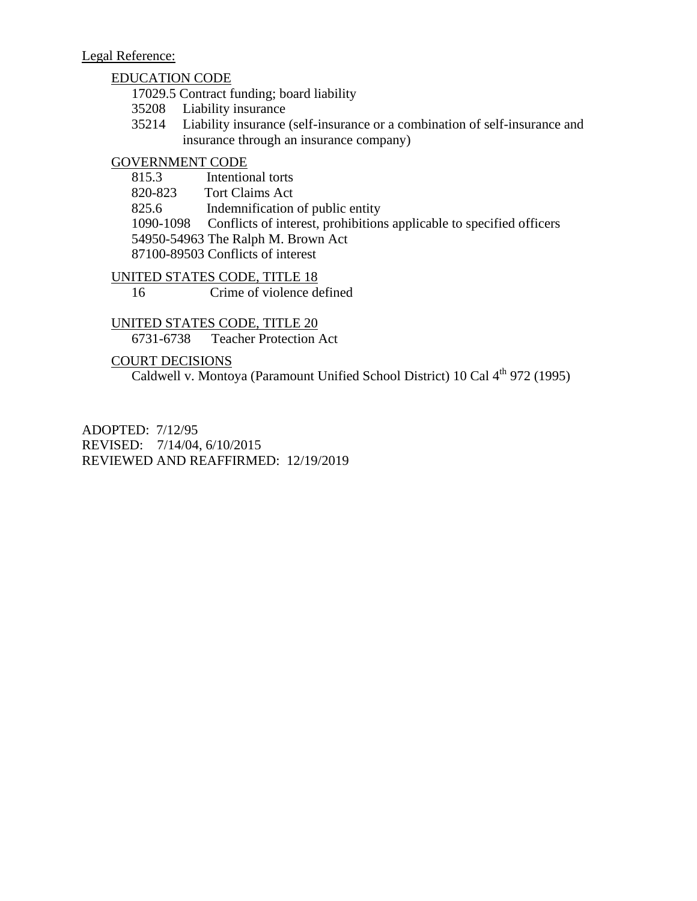Legal Reference:

EDUCATION CODE

17029.5 Contract funding; board liability
35208 Liability insurance
35214 Liability insurance (self-insurance or a combination of self-insurance and insurance through an insurance company)

GOVERNMENT CODE

815.3 Intentional torts
820-823 Tort Claims Act
825.6 Indemnification of public entity
1090-1098 Conflicts of interest, prohibitions applicable to specified officers
54950-54963 The Ralph M. Brown Act
87100-89503 Conflicts of interest

UNITED STATES CODE, TITLE 18

16 Crime of violence defined

UNITED STATES CODE, TITLE 20

6731-6738 Teacher Protection Act

COURT DECISIONS

Caldwell v. Montoya (Paramount Unified School District) 10 Cal 4th 972 (1995)

ADOPTED: 7/12/95
REVISED: 7/14/04, 6/10/2015
REVIEWED AND REAFFIRMED: 12/19/2019